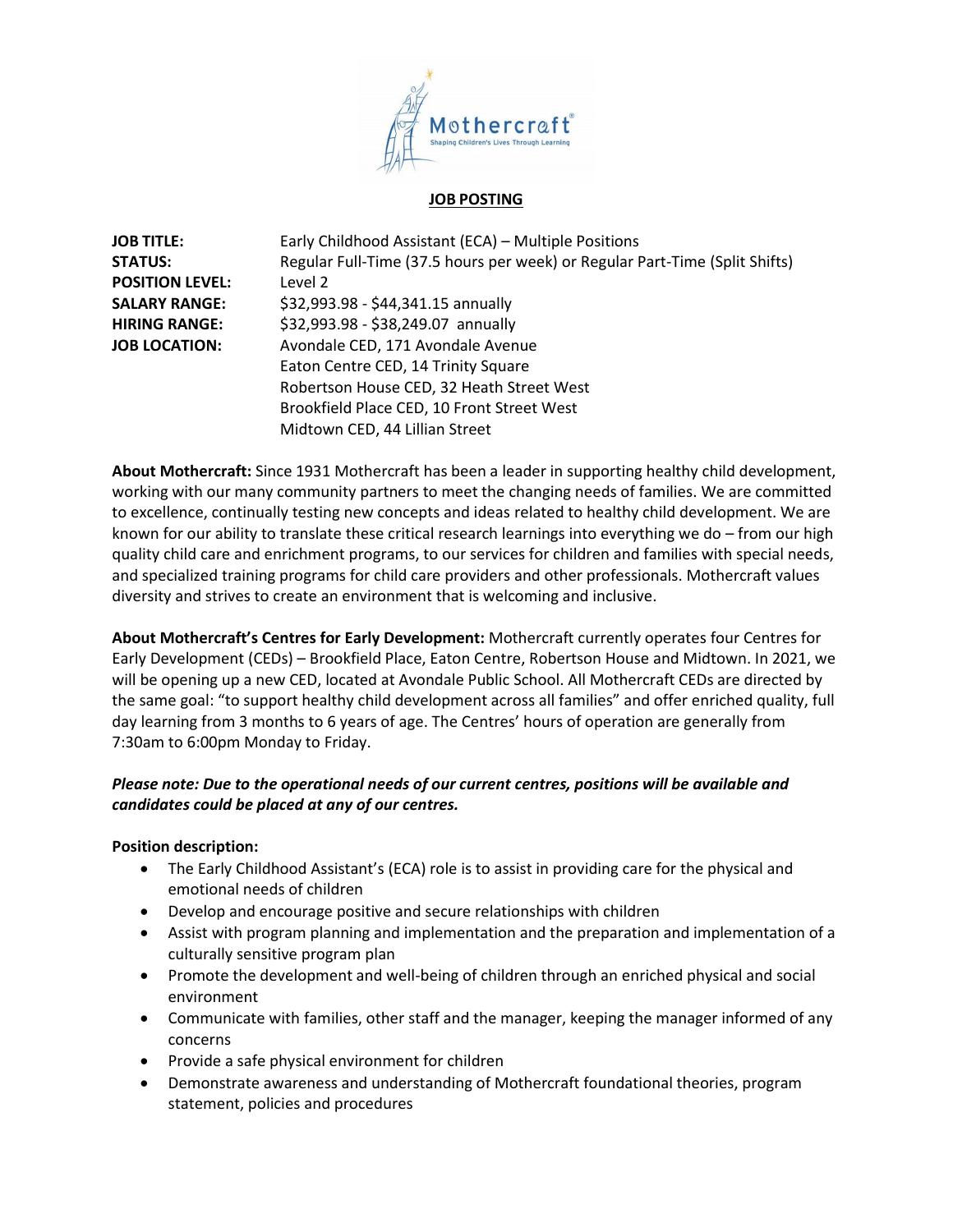# JOB POSTING

**JOB TITLE:** Early Childhood Assistant (ECA) – Multiple Positions
**STATUS:** Regular Full-Time (37.5 hours per week) or Regular Part-Time (Split Shifts)
**POSITION LEVEL:** Level 2
**SALARY RANGE:** $32,993.98 - $44,341.15 annually
**HIRING RANGE:** $32,993.98 - $38,249.07 annually
**JOB LOCATION:** Avondale CED, 171 Avondale Avenue
Eaton Centre CED, 14 Trinity Square
Robertson House CED, 32 Heath Street West
Brookfield Place CED, 10 Front Street West
Midtown CED, 44 Lillian Street

**About Mothercraft:** Since 1931 Mothercraft has been a leader in supporting healthy child development, working with our many community partners to meet the changing needs of families. We are committed to excellence, continually testing new concepts and ideas related to healthy child development. We are known for our ability to translate these critical research learnings into everything we do – from our high quality child care and enrichment programs, to our services for children and families with special needs, and specialized training programs for child care providers and other professionals. Mothercraft values diversity and strives to create an environment that is welcoming and inclusive.

**About Mothercraft's Centres for Early Development:** Mothercraft currently operates four Centres for Early Development (CEDs) – Brookfield Place, Eaton Centre, Robertson House and Midtown. In 2021, we will be opening up a new CED, located at Avondale Public School. All Mothercraft CEDs are directed by the same goal: "to support healthy child development across all families" and offer enriched quality, full day learning from 3 months to 6 years of age. The Centres' hours of operation are generally from 7:30am to 6:00pm Monday to Friday.

***Please note: Due to the operational needs of our current centres, positions will be available and candidates could be placed at any of our centres.***

**Position description:**

- The Early Childhood Assistant's (ECA) role is to assist in providing care for the physical and emotional needs of children
- Develop and encourage positive and secure relationships with children
- Assist with program planning and implementation and the preparation and implementation of a culturally sensitive program plan
- Promote the development and well-being of children through an enriched physical and social environment
- Communicate with families, other staff and the manager, keeping the manager informed of any concerns
- Provide a safe physical environment for children
- Demonstrate awareness and understanding of Mothercraft foundational theories, program statement, policies and procedures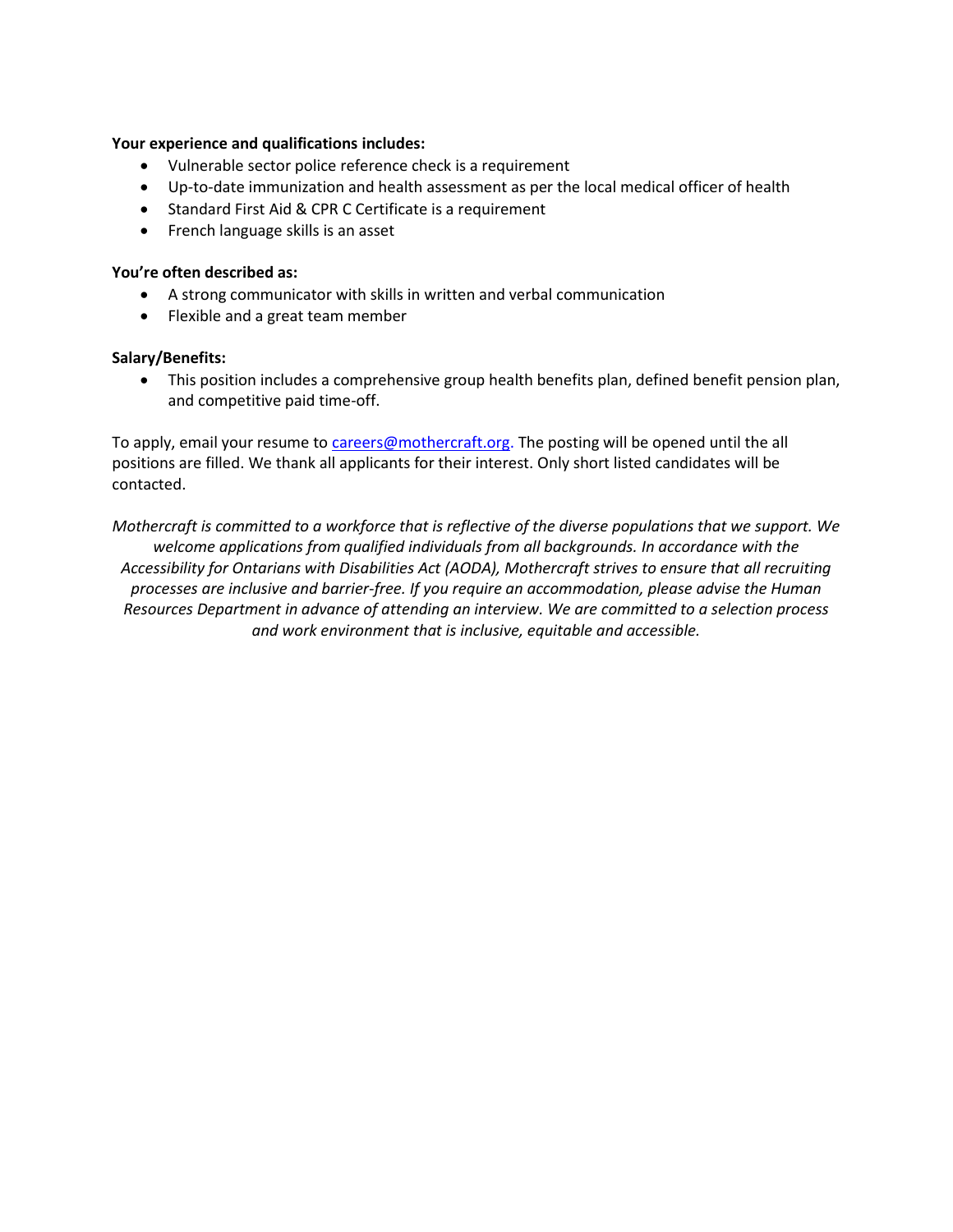**Your experience and qualifications includes:**

- Vulnerable sector police reference check is a requirement
- Up-to-date immunization and health assessment as per the local medical officer of health
- Standard First Aid & CPR C Certificate is a requirement
- French language skills is an asset

**You're often described as:**

- A strong communicator with skills in written and verbal communication
- Flexible and a great team member

**Salary/Benefits:**

- This position includes a comprehensive group health benefits plan, defined benefit pension plan, and competitive paid time-off.

To apply, email your resume to careers@mothercraft.org. The posting will be opened until the all positions are filled. We thank all applicants for their interest. Only short listed candidates will be contacted.

*Mothercraft is committed to a workforce that is reflective of the diverse populations that we support. We welcome applications from qualified individuals from all backgrounds. In accordance with the Accessibility for Ontarians with Disabilities Act (AODA), Mothercraft strives to ensure that all recruiting processes are inclusive and barrier-free. If you require an accommodation, please advise the Human Resources Department in advance of attending an interview. We are committed to a selection process and work environment that is inclusive, equitable and accessible.*